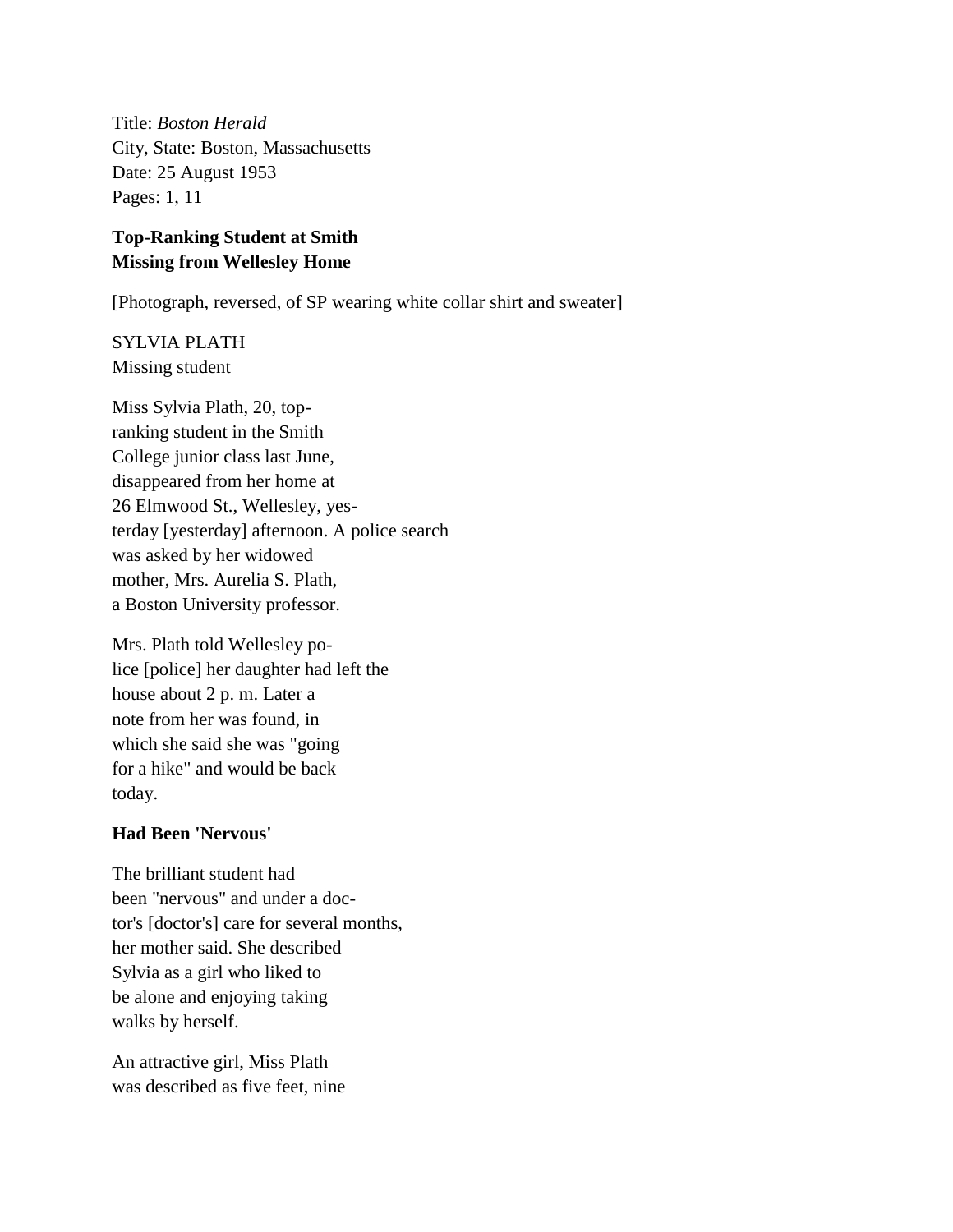Title: *Boston Herald*
City, State: Boston, Massachusetts
Date: 25 August 1953
Pages: 1, 11

**Top-Ranking Student at Smith**
**Missing from Wellesley Home**

[Photograph, reversed, of SP wearing white collar shirt and sweater]

SYLVIA PLATH
Missing student

Miss Sylvia Plath, 20, top-
ranking student in the Smith
College junior class last June,
disappeared from her home at
26 Elmwood St., Wellesley, yes-
terday [yesterday] afternoon. A police search
was asked by her widowed
mother, Mrs. Aurelia S. Plath,
a Boston University professor.

Mrs. Plath told Wellesley po-
lice [police] her daughter had left the
house about 2 p. m. Later a
note from her was found, in
which she said she was "going
for a hike" and would be back
today.

**Had Been 'Nervous'**

The brilliant student had
been "nervous" and under a doc-
tor's [doctor's] care for several months,
her mother said. She described
Sylvia as a girl who liked to
be alone and enjoying taking
walks by herself.

An attractive girl, Miss Plath
was described as five feet, nine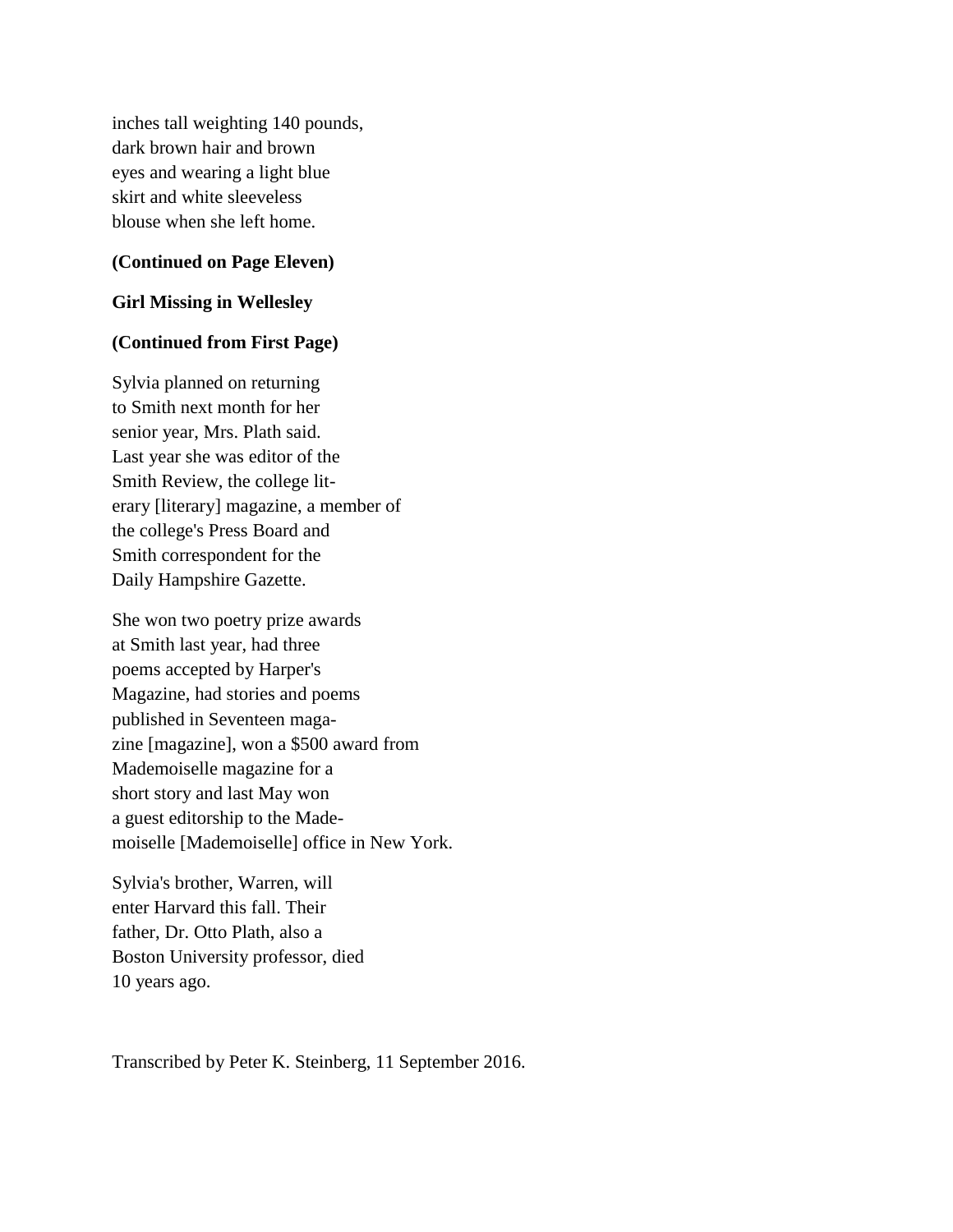inches tall weighting 140 pounds,
dark brown hair and brown
eyes and wearing a light blue
skirt and white sleeveless
blouse when she left home.

**(Continued on Page Eleven)**

**Girl Missing in Wellesley**

**(Continued from First Page)**

Sylvia planned on returning
to Smith next month for her
senior year, Mrs. Plath said.
Last year she was editor of the
Smith Review, the college lit-
erary [literary] magazine, a member of
the college's Press Board and
Smith correspondent for the
Daily Hampshire Gazette.

She won two poetry prize awards
at Smith last year, had three
poems accepted by Harper's
Magazine, had stories and poems
published in Seventeen maga-
zine [magazine], won a $500 award from
Mademoiselle magazine for a
short story and last May won
a guest editorship to the Made-
moiselle [Mademoiselle] office in New York.

Sylvia's brother, Warren, will
enter Harvard this fall. Their
father, Dr. Otto Plath, also a
Boston University professor, died
10 years ago.

Transcribed by Peter K. Steinberg, 11 September 2016.